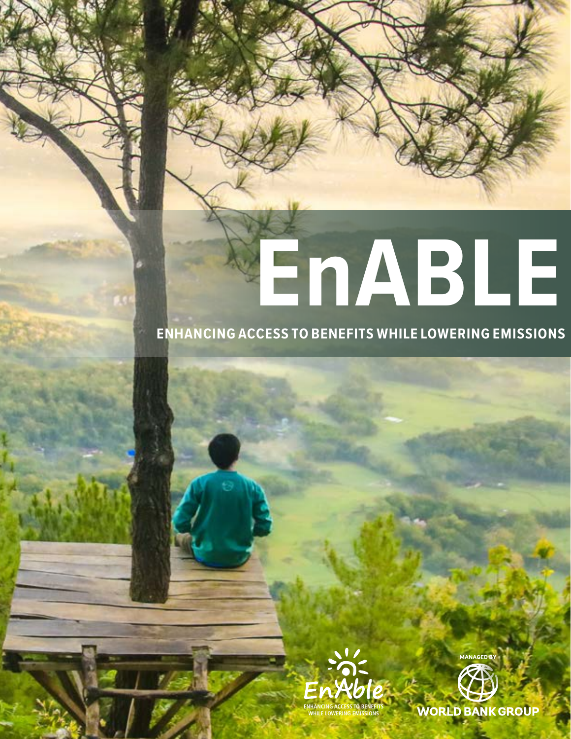# EnABLE

## ENHANCING ACCESS TO BENEFITS WHILE LOWERING EMISSIONS

EnAble
ENHANCING ACCESS TO BENEFITS WHILE LOWERING EMISSIONS

MANAGED BY
WORLD BANK GROUP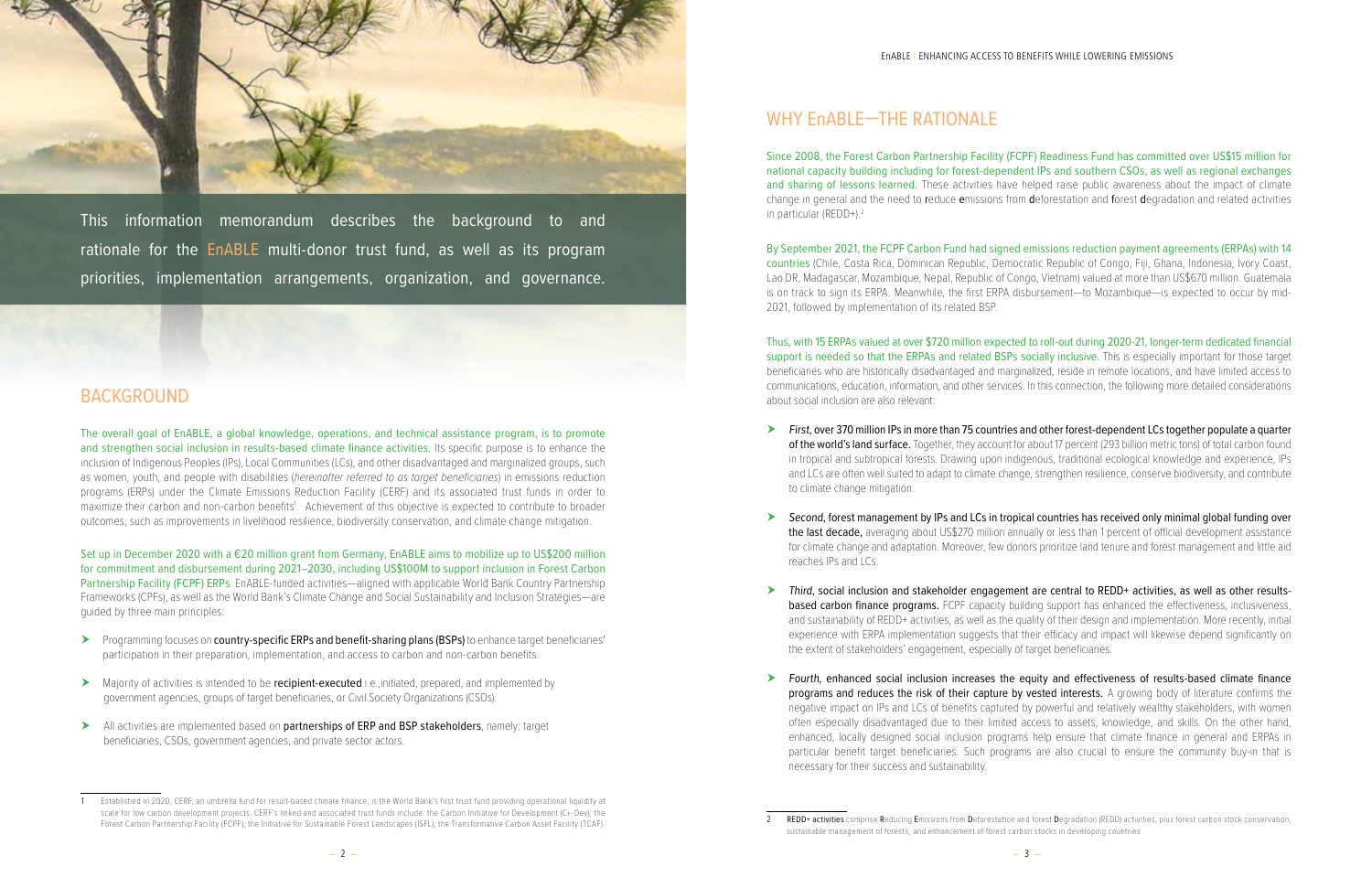This information memorandum describes the background to and rationale for the EnABLE multi-donor trust fund, as well as its program priorities, implementation arrangements, organization, and governance.

## BACKGROUND

The overall goal of EnABLE, a global knowledge, operations, and technical assistance program, is to promote and strengthen social inclusion in results-based climate finance activities. Its specific purpose is to enhance the inclusion of Indigenous Peoples (IPs), Local Communities (LCs), and other disadvantaged and marginalized groups, such as women, youth, and people with disabilities (*hereinafter referred to as target beneficiaries*) in emissions reduction programs (ERPs) under the Climate Emissions Reduction Facility (CERF) and its associated trust funds in order to maximize their carbon and non-carbon benefits[1]. Achievement of this objective is expected to contribute to broader outcomes, such as improvements in livelihood resilience, biodiversity conservation, and climate change mitigation.

Set up in December 2020 with a €20 million grant from Germany, EnABLE aims to mobilize up to US$200 million for commitment and disbursement during 2021–2030, including US$100M to support inclusion in Forest Carbon Partnership Facility (FCPF) ERPs. EnABLE-funded activities—aligned with applicable World Bank Country Partnership Frameworks (CPFs), as well as the World Bank's Climate Change and Social Sustainability and Inclusion Strategies—are guided by three main principles:

- Programming focuses on **country-specific ERPs and benefit-sharing plans (BSPs)** to enhance target beneficiaries' participation in their preparation, implementation, and access to carbon and non-carbon benefits.
- Majority of activities is intended to be **recipient-executed** i.e.,initiated, prepared, and implemented by government agencies, groups of target beneficiaries, or Civil Society Organizations (CSOs).
- All activities are implemented based on **partnerships of ERP and BSP stakeholders**, namely: target beneficiaries, CSOs, government agencies, and private sector actors.

[1] Established in 2020, CERF, an umbrella fund for result-based climate finance, is the World Bank's first trust fund providing operational liquidity at scale for low carbon development projects. CERF's linked and associated trust funds include: the Carbon Initiative for Development (Ci- Dev); the Forest Carbon Partnership Facility (FCPF); the Initiative for Sustainable Forest Landscapes (ISFL); the Transformative Carbon Asset Facility (TCAF).

## WHY EnABLE—THE RATIONALE

Since 2008, the Forest Carbon Partnership Facility (FCPF) Readiness Fund has committed over US$15 million for national capacity building including for forest-dependent IPs and southern CSOs, as well as regional exchanges and sharing of lessons learned. These activities have helped raise public awareness about the impact of climate change in general and the need to **r**educe **e**missions from **d**eforestation and **f**orest **d**egradation and related activities in particular (REDD+).[2]

By September 2021, the FCPF Carbon Fund had signed emissions reduction payment agreements (ERPAs) with 14 countries (Chile, Costa Rica, Dominican Republic, Democratic Republic of Congo, Fiji, Ghana, Indonesia, Ivory Coast, Lao DR, Madagascar, Mozambique, Nepal, Republic of Congo, Vietnam) valued at more than US$670 million. Guatemala is on track to sign its ERPA. Meanwhile, the first ERPA disbursement—to Mozambique—is expected to occur by mid-2021, followed by implementation of its related BSP.

Thus, with 15 ERPAs valued at over $720 million expected to roll-out during 2020-21, longer-term dedicated financial support is needed so that the ERPAs and related BSPs socially inclusive. This is especially important for those target beneficiaries who are historically disadvantaged and marginalized, reside in remote locations, and have limited access to communications, education, information, and other services. In this connection, the following more detailed considerations about social inclusion are also relevant:

- *First*, **over 370 million IPs in more than 75 countries and other forest-dependent LCs together populate a quarter of the world's land surface.** Together, they account for about 17 percent (293 billion metric tons) of total carbon found in tropical and subtropical forests. Drawing upon indigenous, traditional ecological knowledge and experience, IPs and LCs are often well suited to adapt to climate change, strengthen resilience, conserve biodiversity, and contribute to climate change mitigation.
- *Second*, **forest management by IPs and LCs in tropical countries has received only minimal global funding over the last decade,** averaging about US$270 million annually or less than 1 percent of official development assistance for climate change and adaptation. Moreover, few donors prioritize land tenure and forest management and little aid reaches IPs and LCs.
- *Third*, **social inclusion and stakeholder engagement are central to REDD+ activities, as well as other results-based carbon finance programs.** FCPF capacity building support has enhanced the effectiveness, inclusiveness, and sustainability of REDD+ activities, as well as the quality of their design and implementation. More recently, initial experience with ERPA implementation suggests that their efficacy and impact will likewise depend significantly on the extent of stakeholders' engagement, especially of target beneficiaries.
- *Fourth*, **enhanced social inclusion increases the equity and effectiveness of results-based climate finance programs and reduces the risk of their capture by vested interests.** A growing body of literature confirms the negative impact on IPs and LCs of benefits captured by powerful and relatively wealthy stakeholders, with women often especially disadvantaged due to their limited access to assets, knowledge, and skills. On the other hand, enhanced, locally designed social inclusion programs help ensure that climate finance in general and ERPAs in particular benefit target beneficiaries. Such programs are also crucial to ensure the community buy-in that is necessary for their success and sustainability.

[2] **REDD+ activities** comprise **R**educing **E**missions from **D**eforestation and forest **D**egradation (REDD) activities, plus forest carbon stock conservation, sustainable management of forests, and enhancement of forest carbon stocks in developing countries.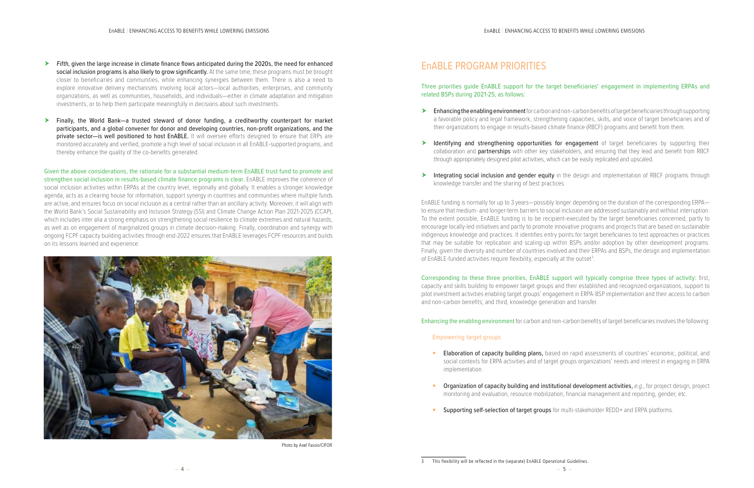- *Fifth*, given the large increase in climate finance flows anticipated during the 2020s, the need for enhanced **social inclusion programs is also likely to grow significantly.** At the same time, these programs must be brought closer to beneficiaries and communities, while enhancing synergies between them. There is also a need to explore innovative delivery mechanisms involving local actors—local authorities, enterprises, and community organizations, as well as communities, households, and individuals—either in climate adaptation and mitigation investments, or to help them participate meaningfully in decisions about such investments.

- Finally, **the World Bank—a trusted steward of donor funding, a creditworthy counterpart for market participants, and a global convener for donor and developing countries, non-profit organizations, and the private sector—is well positioned to host EnABLE.** It will oversee efforts designed to ensure that ERPs are monitored accurately and verified, promote a high level of social inclusion in all EnABLE-supported programs, and thereby enhance the quality of the co-benefits generated.

Given the above considerations, the rationale for a substantial medium-term EnABLE trust fund to promote and strengthen social inclusion in results-based climate finance programs is clear. EnABLE improves the coherence of social inclusion activities within ERPAs at the country level, regionally and globally. It enables a stronger knowledge agenda, acts as a clearing house for information, support synergy in countries and communities where multiple funds are active, and ensures focus on social inclusion as a central rather than an ancillary activity. Moreover, it will align with the World Bank's Social Sustainability and Inclusion Strategy (SSI) and Climate Change Action Plan 2021-2025 (CCAP), which includes inter alia a strong emphasis on strengthening social resilience to climate extremes and natural hazards, as well as on engagement of marginalized groups in climate decision-making. Finally, coordination and synergy with ongoing FCPF capacity building activities through end-2022 ensures that EnABLE leverages FCPF resources and builds on its lessons learned and experience.

Photo by Axel Fassio/CIFOR

## EnABLE PROGRAM PRIORITIES

Three priorities guide EnABLE support for the target beneficiaries' engagement in implementing ERPAs and related BSPs during 2021-25, as follows:

- **Enhancing the enabling environment** for carbon and non-carbon benefits of target beneficiaries through supporting a favorable policy and legal framework, strengthening capacities, skills, and voice of target beneficiaries and of their organizations to engage in results-based climate finance (RBCF) programs and benefit from them.

- **Identifying and strengthening opportunities for engagement** of target beneficiaries by supporting their collaboration and **partnerships** with other key stakeholders, and ensuring that they lead and benefit from RBCF through appropriately designed pilot activities, which can be easily replicated and upscaled.

- **Integrating social inclusion and gender equity** in the design and implementation of RBCF programs through knowledge transfer and the sharing of best practices.

EnABLE funding is normally for up to 3 years—possibly longer depending on the duration of the corresponding ERPA—to ensure that medium- and longer-term barriers to social inclusion are addressed sustainably and without interruption. To the extent possible, EnABLE funding is to be recipient-executed by the target beneficiaries concerned, partly to encourage locally-led initiatives and partly to promote innovative programs and projects that are based on sustainable indigenous knowledge and practices. It identifies entry points for target beneficiaries to test approaches or practices that may be suitable for replication and scaling-up within BSPs and/or adoption by other development programs. Finally, given the diversity and number of countries involved and their ERPAs and BSPs, the design and implementation of EnABLE-funded activities require flexibility, especially at the outset[3].

Corresponding to these three priorities, EnABLE support will typically comprise three types of activity: first, capacity and skills building to empower target groups and their established and recognized organizations, support to pilot investment activities enabling target groups' engagement in ERPA-BSP implementation and their access to carbon and non-carbon benefits; and *third*, knowledge generation and transfer.

Enhancing the enabling environment for carbon and non-carbon benefits of target beneficiaries involves the following:

### Empowering target groups

- **Elaboration of capacity building plans,** based on rapid assessments of countries' economic, political, and social contexts for ERPA activities and of target groups organizations' needs and interest in engaging in ERPA implementation.

- **Organization of capacity building and institutional development activities,** *e.g.*, for project design, project monitoring and evaluation, resource mobilization, financial management and reporting, gender, etc.

- **Supporting self-selection of target groups** for multi-stakeholder REDD+ and ERPA platforms.

---

3 This flexibility will be reflected in the (separate) EnABLE Operational Guidelines.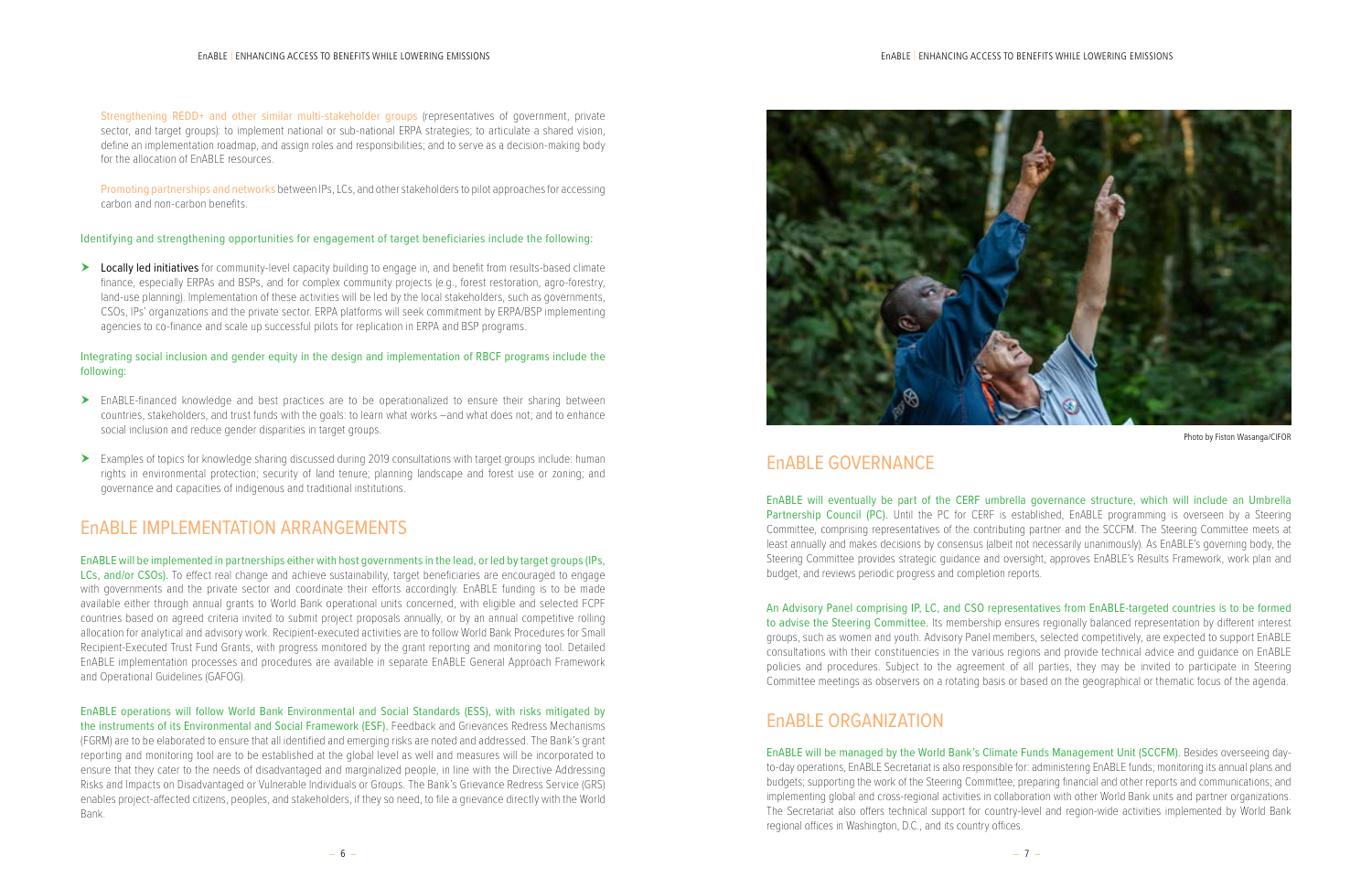Strengthening REDD+ and other similar multi-stakeholder groups (representatives of government, private sector, and target groups): to implement national or sub-national ERPA strategies; to articulate a shared vision, define an implementation roadmap, and assign roles and responsibilities; and to serve as a decision-making body for the allocation of EnABLE resources.

Promoting partnerships and networks between IPs, LCs, and other stakeholders to pilot approaches for accessing carbon and non-carbon benefits.

Identifying and strengthening opportunities for engagement of target beneficiaries include the following:

- **Locally led initiatives** for community-level capacity building to engage in, and benefit from results-based climate finance, especially ERPAs and BSPs, and for complex community projects (e.g., forest restoration, agro-forestry, land-use planning). Implementation of these activities will be led by the local stakeholders, such as governments, CSOs, IPs' organizations and the private sector. ERPA platforms will seek commitment by ERPA/BSP implementing agencies to co-finance and scale up successful pilots for replication in ERPA and BSP programs.

Integrating social inclusion and gender equity in the design and implementation of RBCF programs include the following:

- EnABLE-financed knowledge and best practices are to be operationalized to ensure their sharing between countries, stakeholders, and trust funds with the goals: to learn what works –and what does not; and to enhance social inclusion and reduce gender disparities in target groups.
- Examples of topics for knowledge sharing discussed during 2019 consultations with target groups include: human rights in environmental protection; security of land tenure; planning landscape and forest use or zoning; and governance and capacities of indigenous and traditional institutions.

## EnABLE IMPLEMENTATION ARRANGEMENTS

EnABLE will be implemented in partnerships either with host governments in the lead, or led by target groups (IPs, LCs, and/or CSOs). To effect real change and achieve sustainability, target beneficiaries are encouraged to engage with governments and the private sector and coordinate their efforts accordingly. EnABLE funding is to be made available either through annual grants to World Bank operational units concerned, with eligible and selected FCPF countries based on agreed criteria invited to submit project proposals annually, or by an annual competitive rolling allocation for analytical and advisory work. Recipient-executed activities are to follow World Bank Procedures for Small Recipient-Executed Trust Fund Grants, with progress monitored by the grant reporting and monitoring tool. Detailed EnABLE implementation processes and procedures are available in separate EnABLE General Approach Framework and Operational Guidelines (GAFOG).

EnABLE operations will follow World Bank Environmental and Social Standards (ESS), with risks mitigated by the instruments of its Environmental and Social Framework (ESF). Feedback and Grievances Redress Mechanisms (FGRM) are to be elaborated to ensure that all identified and emerging risks are noted and addressed. The Bank's grant reporting and monitoring tool are to be established at the global level as well and measures will be incorporated to ensure that they cater to the needs of disadvantaged and marginalized people, in line with the Directive Addressing Risks and Impacts on Disadvantaged or Vulnerable Individuals or Groups. The Bank's Grievance Redress Service (GRS) enables project-affected citizens, peoples, and stakeholders, if they so need, to file a grievance directly with the World Bank.

Photo by Fiston Wasanga/CIFOR

## EnABLE GOVERNANCE

EnABLE will eventually be part of the CERF umbrella governance structure, which will include an Umbrella Partnership Council (PC). Until the PC for CERF is established, EnABLE programming is overseen by a Steering Committee, comprising representatives of the contributing partner and the SCCFM. The Steering Committee meets at least annually and makes decisions by consensus (albeit not necessarily unanimously). As EnABLE's governing body, the Steering Committee provides strategic guidance and oversight, approves EnABLE's Results Framework, work plan and budget, and reviews periodic progress and completion reports.

An Advisory Panel comprising IP, LC, and CSO representatives from EnABLE-targeted countries is to be formed to advise the Steering Committee. Its membership ensures regionally balanced representation by different interest groups, such as women and youth. Advisory Panel members, selected competitively, are expected to support EnABLE consultations with their constituencies in the various regions and provide technical advice and guidance on EnABLE policies and procedures. Subject to the agreement of all parties, they may be invited to participate in Steering Committee meetings as observers on a rotating basis or based on the geographical or thematic focus of the agenda.

## EnABLE ORGANIZATION

EnABLE will be managed by the World Bank's Climate Funds Management Unit (SCCFM). Besides overseeing day-to-day operations, EnABLE Secretariat is also responsible for: administering EnABLE funds; monitoring its annual plans and budgets; supporting the work of the Steering Committee; preparing financial and other reports and communications; and implementing global and cross-regional activities in collaboration with other World Bank units and partner organizations. The Secretariat also offers technical support for country-level and region-wide activities implemented by World Bank regional offices in Washington, D.C., and its country offices.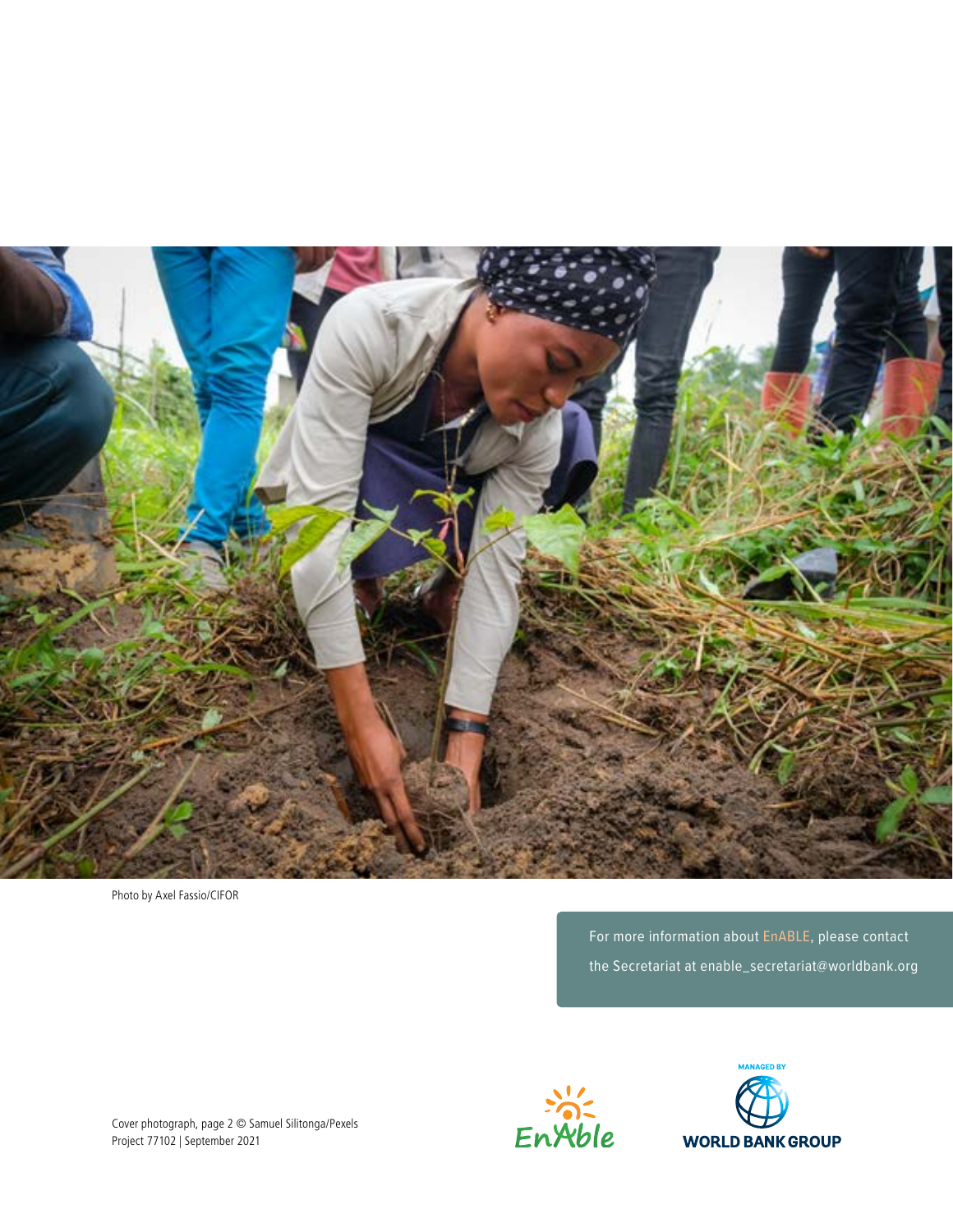Photo by Axel Fassio/CIFOR

For more information about EnABLE, please contact the Secretariat at enable_secretariat@worldbank.org

Cover photograph, page 2 © Samuel Silitonga/Pexels
Project 77102 | September 2021

EnAble

MANAGED BY

WORLD BANK GROUP